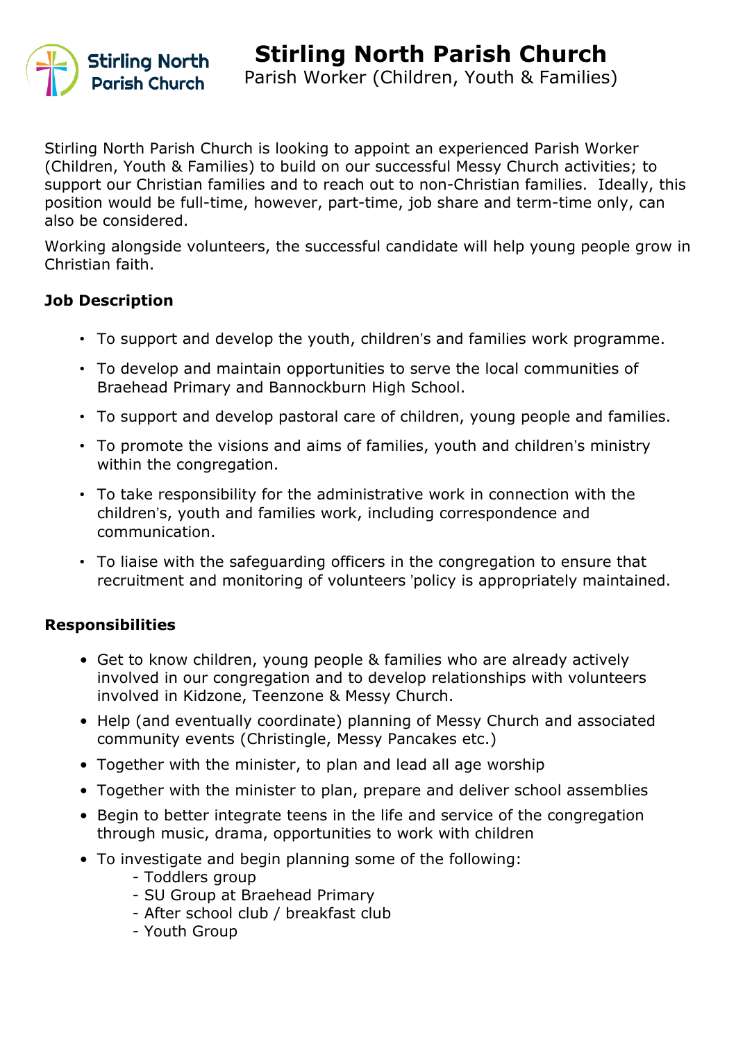# Stirling North Parish Church

Parish Worker (Children, Youth & Families)

Stirling North Parish Church is looking to appoint an experienced Parish Worker (Children, Youth & Families) to build on our successful Messy Church activities; to support our Christian families and to reach out to non-Christian families. Ideally, this position would be full-time, however, part-time, job share and term-time only, can also be considered.

Working alongside volunteers, the successful candidate will help young people grow in Christian faith.

**Job Description**

- To support and develop the youth, children's and families work programme.
- To develop and maintain opportunities to serve the local communities of Braehead Primary and Bannockburn High School.
- To support and develop pastoral care of children, young people and families.
- To promote the visions and aims of families, youth and children's ministry within the congregation.
- To take responsibility for the administrative work in connection with the children's, youth and families work, including correspondence and communication.
- To liaise with the safeguarding officers in the congregation to ensure that recruitment and monitoring of volunteers 'policy is appropriately maintained.

**Responsibilities**

- Get to know children, young people & families who are already actively involved in our congregation and to develop relationships with volunteers involved in Kidzone, Teenzone & Messy Church.
- Help (and eventually coordinate) planning of Messy Church and associated community events (Christingle, Messy Pancakes etc.)
- Together with the minister, to plan and lead all age worship
- Together with the minister to plan, prepare and deliver school assemblies
- Begin to better integrate teens in the life and service of the congregation through music, drama, opportunities to work with children
- To investigate and begin planning some of the following:
  - Toddlers group
  - SU Group at Braehead Primary
  - After school club / breakfast club
  - Youth Group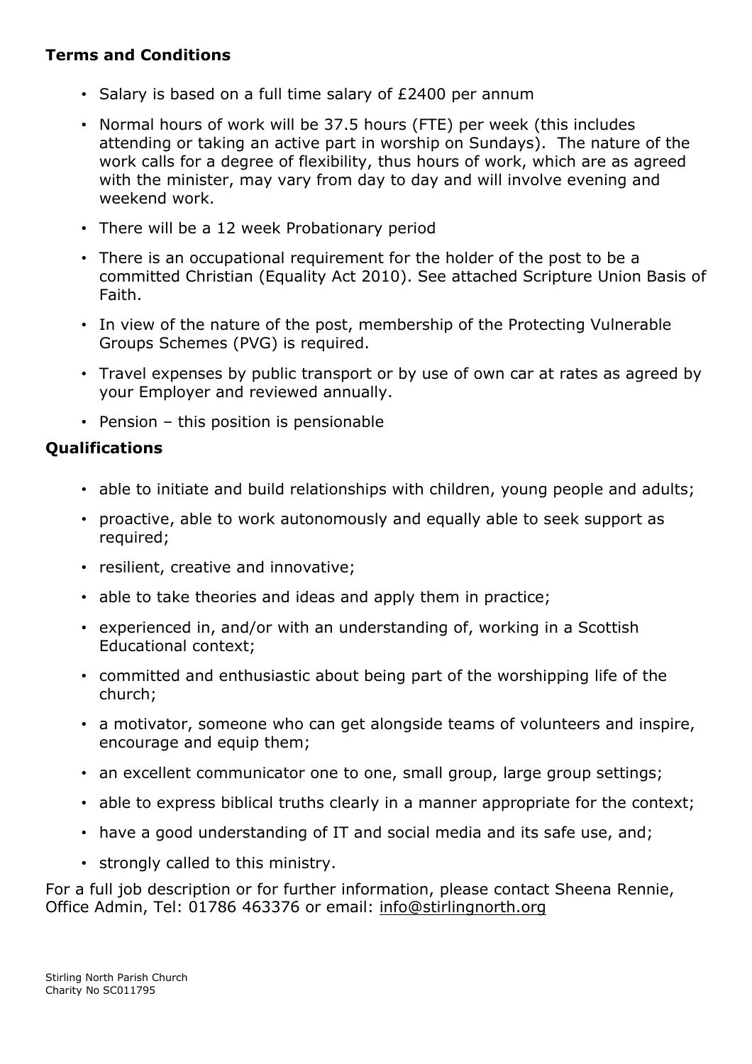**Terms and Conditions**

- Salary is based on a full time salary of £2400 per annum
- Normal hours of work will be 37.5 hours (FTE) per week (this includes attending or taking an active part in worship on Sundays). The nature of the work calls for a degree of flexibility, thus hours of work, which are as agreed with the minister, may vary from day to day and will involve evening and weekend work.
- There will be a 12 week Probationary period
- There is an occupational requirement for the holder of the post to be a committed Christian (Equality Act 2010). See attached Scripture Union Basis of Faith.
- In view of the nature of the post, membership of the Protecting Vulnerable Groups Schemes (PVG) is required.
- Travel expenses by public transport or by use of own car at rates as agreed by your Employer and reviewed annually.
- Pension – this position is pensionable

**Qualifications**

- able to initiate and build relationships with children, young people and adults;
- proactive, able to work autonomously and equally able to seek support as required;
- resilient, creative and innovative;
- able to take theories and ideas and apply them in practice;
- experienced in, and/or with an understanding of, working in a Scottish Educational context;
- committed and enthusiastic about being part of the worshipping life of the church;
- a motivator, someone who can get alongside teams of volunteers and inspire, encourage and equip them;
- an excellent communicator one to one, small group, large group settings;
- able to express biblical truths clearly in a manner appropriate for the context;
- have a good understanding of IT and social media and its safe use, and;
- strongly called to this ministry.

For a full job description or for further information, please contact Sheena Rennie, Office Admin, Tel: 01786 463376 or email: info@stirlingnorth.org

Stirling North Parish Church
Charity No SC011795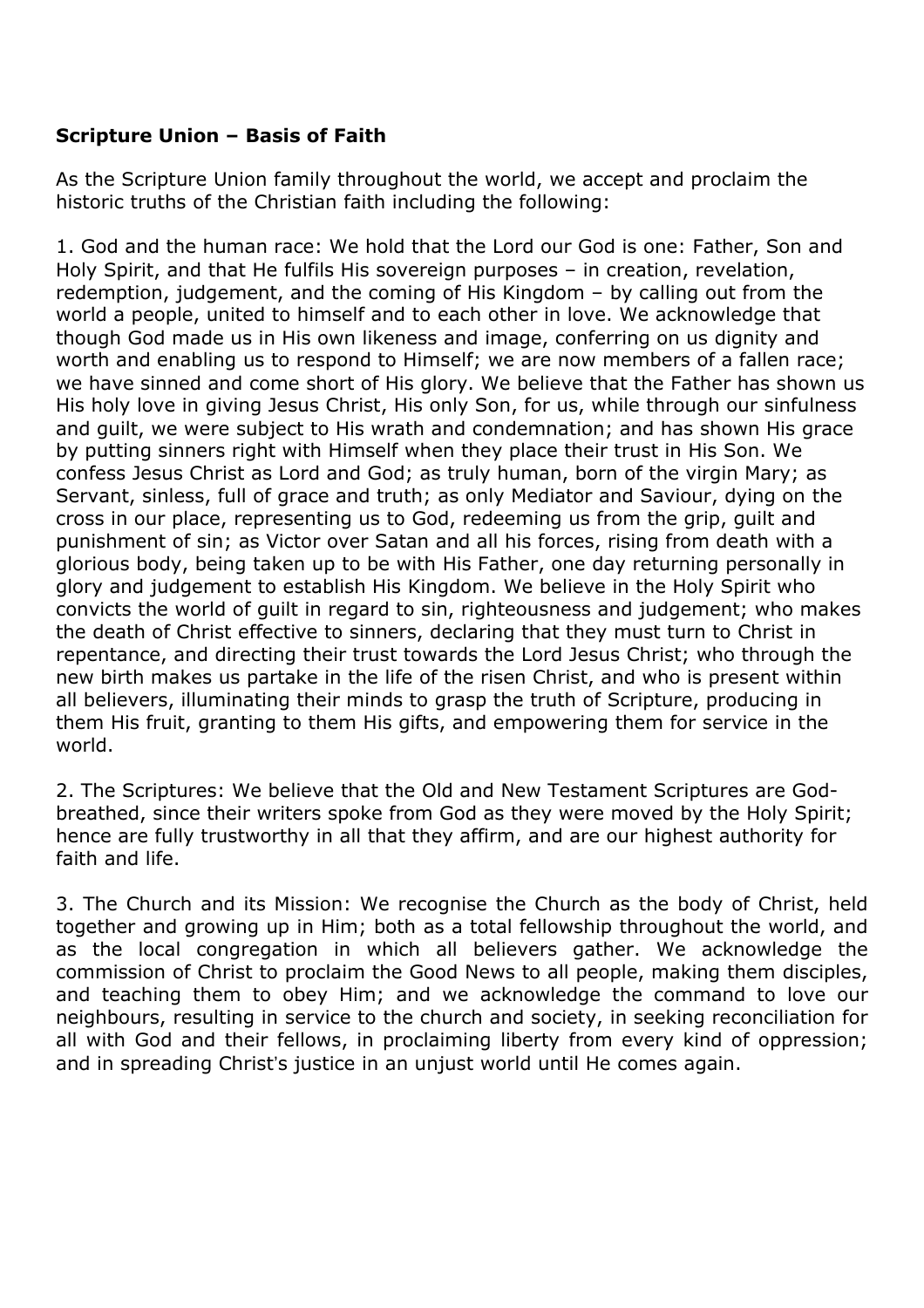**Scripture Union – Basis of Faith**

As the Scripture Union family throughout the world, we accept and proclaim the historic truths of the Christian faith including the following:

1. God and the human race: We hold that the Lord our God is one: Father, Son and Holy Spirit, and that He fulfils His sovereign purposes – in creation, revelation, redemption, judgement, and the coming of His Kingdom – by calling out from the world a people, united to himself and to each other in love. We acknowledge that though God made us in His own likeness and image, conferring on us dignity and worth and enabling us to respond to Himself; we are now members of a fallen race; we have sinned and come short of His glory. We believe that the Father has shown us His holy love in giving Jesus Christ, His only Son, for us, while through our sinfulness and guilt, we were subject to His wrath and condemnation; and has shown His grace by putting sinners right with Himself when they place their trust in His Son. We confess Jesus Christ as Lord and God; as truly human, born of the virgin Mary; as Servant, sinless, full of grace and truth; as only Mediator and Saviour, dying on the cross in our place, representing us to God, redeeming us from the grip, guilt and punishment of sin; as Victor over Satan and all his forces, rising from death with a glorious body, being taken up to be with His Father, one day returning personally in glory and judgement to establish His Kingdom. We believe in the Holy Spirit who convicts the world of guilt in regard to sin, righteousness and judgement; who makes the death of Christ effective to sinners, declaring that they must turn to Christ in repentance, and directing their trust towards the Lord Jesus Christ; who through the new birth makes us partake in the life of the risen Christ, and who is present within all believers, illuminating their minds to grasp the truth of Scripture, producing in them His fruit, granting to them His gifts, and empowering them for service in the world.

2. The Scriptures: We believe that the Old and New Testament Scriptures are God-breathed, since their writers spoke from God as they were moved by the Holy Spirit; hence are fully trustworthy in all that they affirm, and are our highest authority for faith and life.

3. The Church and its Mission: We recognise the Church as the body of Christ, held together and growing up in Him; both as a total fellowship throughout the world, and as the local congregation in which all believers gather. We acknowledge the commission of Christ to proclaim the Good News to all people, making them disciples, and teaching them to obey Him; and we acknowledge the command to love our neighbours, resulting in service to the church and society, in seeking reconciliation for all with God and their fellows, in proclaiming liberty from every kind of oppression; and in spreading Christ's justice in an unjust world until He comes again.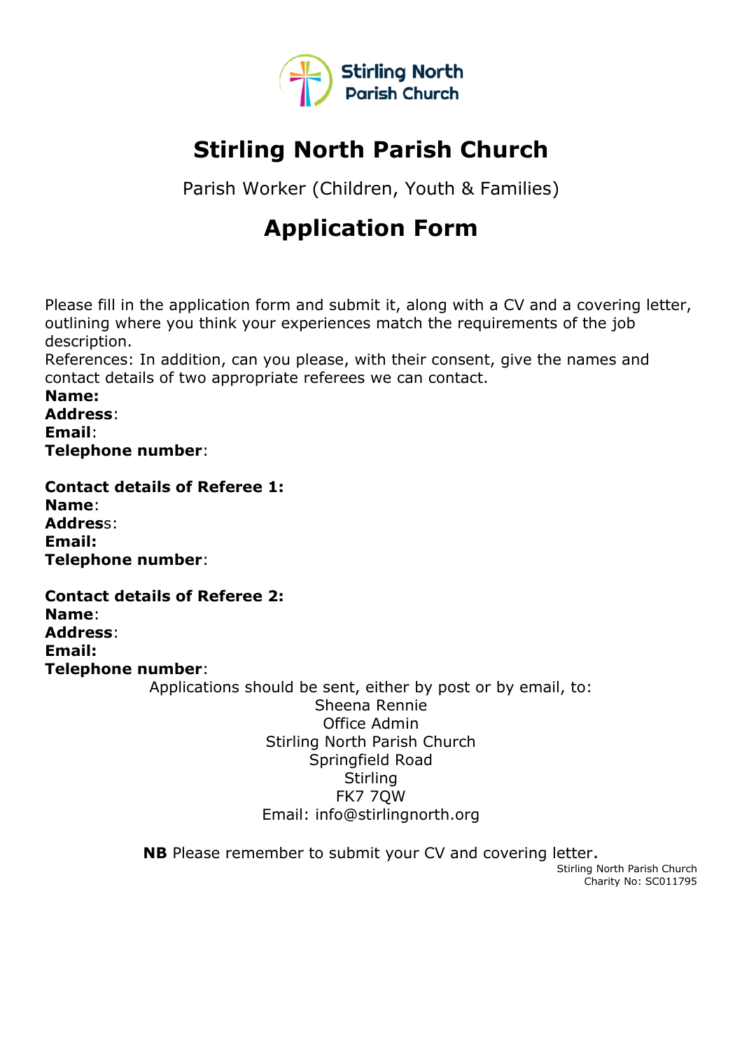# Stirling North Parish Church

Parish Worker (Children, Youth & Families)

# Application Form

Please fill in the application form and submit it, along with a CV and a covering letter, outlining where you think your experiences match the requirements of the job description.

References: In addition, can you please, with their consent, give the names and contact details of two appropriate referees we can contact.

**Name:**
**Address**:
**Email**:
**Telephone number**:

**Contact details of Referee 1:**
**Name**:
**Address**:
**Email:**
**Telephone number**:

**Contact details of Referee 2:**
**Name**:
**Address**:
**Email:**
**Telephone number**:

Applications should be sent, either by post or by email, to:
Sheena Rennie
Office Admin
Stirling North Parish Church
Springfield Road
Stirling
FK7 7QW
Email: info@stirlingnorth.org

**NB** Please remember to submit your CV and covering letter.

Stirling North Parish Church
Charity No: SC011795